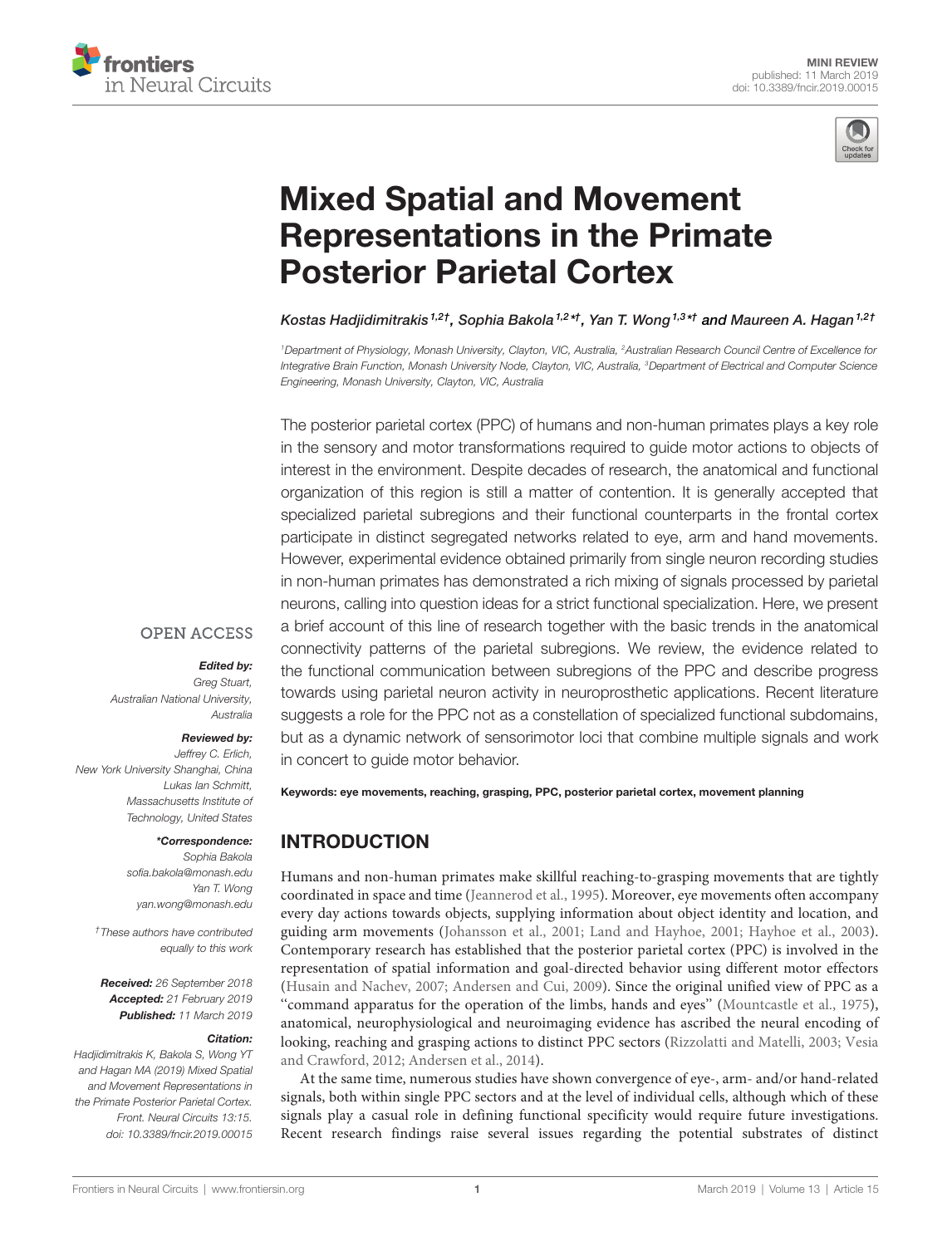MINI REVIEW
published: 11 March 2019
doi: 10.3389/fncir.2019.00015

# Mixed Spatial and Movement Representations in the Primate Posterior Parietal Cortex

*Kostas Hadjidimitrakis*[1,2†], *Sophia Bakola*[1,2*†], *Yan T. Wong*[1,3*†] *and Maureen A. Hagan*[1,2†]

[1]*Department of Physiology, Monash University, Clayton, VIC, Australia,* [2]*Australian Research Council Centre of Excellence for Integrative Brain Function, Monash University Node, Clayton, VIC, Australia,* [3]*Department of Electrical and Computer Science Engineering, Monash University, Clayton, VIC, Australia*

The posterior parietal cortex (PPC) of humans and non-human primates plays a key role in the sensory and motor transformations required to guide motor actions to objects of interest in the environment. Despite decades of research, the anatomical and functional organization of this region is still a matter of contention. It is generally accepted that specialized parietal subregions and their functional counterparts in the frontal cortex participate in distinct segregated networks related to eye, arm and hand movements. However, experimental evidence obtained primarily from single neuron recording studies in non-human primates has demonstrated a rich mixing of signals processed by parietal neurons, calling into question ideas for a strict functional specialization. Here, we present a brief account of this line of research together with the basic trends in the anatomical connectivity patterns of the parietal subregions. We review, the evidence related to the functional communication between subregions of the PPC and describe progress towards using parietal neuron activity in neuroprosthetic applications. Recent literature suggests a role for the PPC not as a constellation of specialized functional subdomains, but as a dynamic network of sensorimotor loci that combine multiple signals and work in concert to guide motor behavior.

**Keywords: eye movements, reaching, grasping, PPC, posterior parietal cortex, movement planning**

OPEN ACCESS

***Edited by:***
*Greg Stuart,*
*Australian National University, Australia*

***Reviewed by:***
*Jeffrey C. Erlich,*
*New York University Shanghai, China*
*Lukas Ian Schmitt,*
*Massachusetts Institute of Technology, United States*

***\*Correspondence:***
*Sophia Bakola*
*sofia.bakola@monash.edu*
*Yan T. Wong*
*yan.wong@monash.edu*

*†These authors have contributed equally to this work*

***Received:*** *26 September 2018*
***Accepted:*** *21 February 2019*
***Published:*** *11 March 2019*

***Citation:***
*Hadjidimitrakis K, Bakola S, Wong YT and Hagan MA (2019) Mixed Spatial and Movement Representations in the Primate Posterior Parietal Cortex. Front. Neural Circuits 13:15. doi: 10.3389/fncir.2019.00015*

## INTRODUCTION

Humans and non-human primates make skillful reaching-to-grasping movements that are tightly coordinated in space and time (Jeannerod et al., 1995). Moreover, eye movements often accompany every day actions towards objects, supplying information about object identity and location, and guiding arm movements (Johansson et al., 2001; Land and Hayhoe, 2001; Hayhoe et al., 2003). Contemporary research has established that the posterior parietal cortex (PPC) is involved in the representation of spatial information and goal-directed behavior using different motor effectors (Husain and Nachev, 2007; Andersen and Cui, 2009). Since the original unified view of PPC as a "command apparatus for the operation of the limbs, hands and eyes" (Mountcastle et al., 1975), anatomical, neurophysiological and neuroimaging evidence has ascribed the neural encoding of looking, reaching and grasping actions to distinct PPC sectors (Rizzolatti and Matelli, 2003; Vesia and Crawford, 2012; Andersen et al., 2014).

At the same time, numerous studies have shown convergence of eye-, arm- and/or hand-related signals, both within single PPC sectors and at the level of individual cells, although which of these signals play a casual role in defining functional specificity would require future investigations. Recent research findings raise several issues regarding the potential substrates of distinct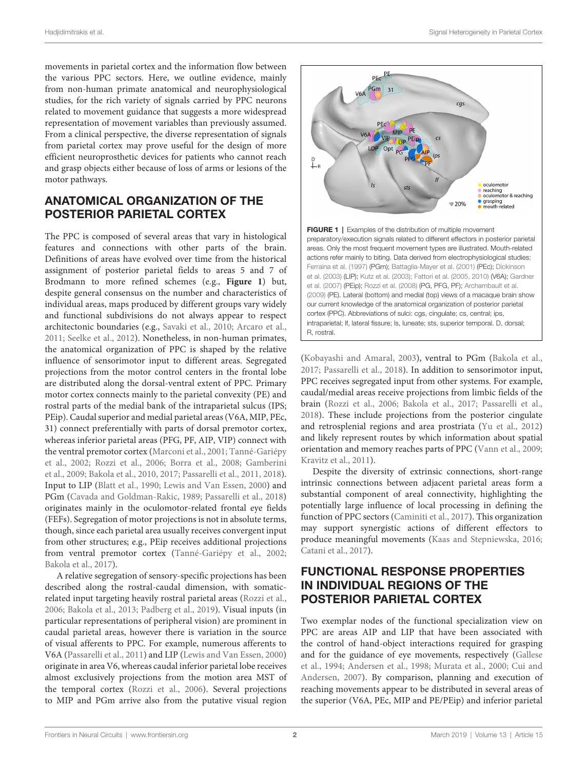movements in parietal cortex and the information flow between the various PPC sectors. Here, we outline evidence, mainly from non-human primate anatomical and neurophysiological studies, for the rich variety of signals carried by PPC neurons related to movement guidance that suggests a more widespread representation of movement variables than previously assumed. From a clinical perspective, the diverse representation of signals from parietal cortex may prove useful for the design of more efficient neuroprosthetic devices for patients who cannot reach and grasp objects either because of loss of arms or lesions of the motor pathways.

## ANATOMICAL ORGANIZATION OF THE POSTERIOR PARIETAL CORTEX

The PPC is composed of several areas that vary in histological features and connections with other parts of the brain. Definitions of areas have evolved over time from the historical assignment of posterior parietal fields to areas 5 and 7 of Brodmann to more refined schemes (e.g., **Figure 1**) but, despite general consensus on the number and characteristics of individual areas, maps produced by different groups vary widely and functional subdivisions do not always appear to respect architectonic boundaries (e.g., Savaki et al., 2010; Arcaro et al., 2011; Seelke et al., 2012). Nonetheless, in non-human primates, the anatomical organization of PPC is shaped by the relative influence of sensorimotor input to different areas. Segregated projections from the motor control centers in the frontal lobe are distributed along the dorsal-ventral extent of PPC. Primary motor cortex connects mainly to the parietal convexity (PE) and rostral parts of the medial bank of the intraparietal sulcus (IPS; PEip). Caudal superior and medial parietal areas (V6A, MIP, PEc, 31) connect preferentially with parts of dorsal premotor cortex, whereas inferior parietal areas (PFG, PF, AIP, VIP) connect with the ventral premotor cortex (Marconi et al., 2001; Tanné-Gariépy et al., 2002; Rozzi et al., 2006; Borra et al., 2008; Gamberini et al., 2009; Bakola et al., 2010, 2017; Passarelli et al., 2011, 2018). Input to LIP (Blatt et al., 1990; Lewis and Van Essen, 2000) and PGm (Cavada and Goldman-Rakic, 1989; Passarelli et al., 2018) originates mainly in the oculomotor-related frontal eye fields (FEFs). Segregation of motor projections is not in absolute terms, though, since each parietal area usually receives convergent input from other structures; e.g., PEip receives additional projections from ventral premotor cortex (Tanné-Gariépy et al., 2002; Bakola et al., 2017).

A relative segregation of sensory-specific projections has been described along the rostral-caudal dimension, with somatic-related input targeting heavily rostral parietal areas (Rozzi et al., 2006; Bakola et al., 2013; Padberg et al., 2019). Visual inputs (in particular representations of peripheral vision) are prominent in caudal parietal areas, however there is variation in the source of visual afferents to PPC. For example, numerous afferents to V6A (Passarelli et al., 2011) and LIP (Lewis and Van Essen, 2000) originate in area V6, whereas caudal inferior parietal lobe receives almost exclusively projections from the motion area MST of the temporal cortex (Rozzi et al., 2006). Several projections to MIP and PGm arrive also from the putative visual region (Kobayashi and Amaral, 2003), ventral to PGm (Bakola et al., 2017; Passarelli et al., 2018). In addition to sensorimotor input, PPC receives segregated input from other systems. For example, caudal/medial areas receive projections from limbic fields of the brain (Rozzi et al., 2006; Bakola et al., 2017; Passarelli et al., 2018). These include projections from the posterior cingulate and retrosplenial regions and area prostriata (Yu et al., 2012) and likely represent routes by which information about spatial orientation and memory reaches parts of PPC (Vann et al., 2009; Kravitz et al., 2011).

**FIGURE 1** | Examples of the distribution of multiple movement preparatory/execution signals related to different effectors in posterior parietal areas. Only the most frequent movement types are illustrated. Mouth-related actions refer mainly to biting. Data derived from electrophysiological studies: Ferraina et al. (1997) (PGm); Battaglia-Mayer et al. (2001) (PEc); Dickinson et al. (2003) (LIP); Kutz et al. (2003); Fattori et al. (2005, 2010) (V6A); Gardner et al. (2007) (PEip); Rozzi et al. (2008) (PG, PFG, PF); Archambault et al. (2009) (PE). Lateral (bottom) and medial (top) views of a macaque brain show our current knowledge of the anatomical organization of posterior parietal cortex (PPC). Abbreviations of sulci: cgs, cingulate; cs, central; ips, intraparietal; lf, lateral fissure; ls, luneate; sts, superior temporal. D, dorsal; R, rostral.

Despite the diversity of extrinsic connections, short-range intrinsic connections between adjacent parietal areas form a substantial component of areal connectivity, highlighting the potentially large influence of local processing in defining the function of PPC sectors (Caminiti et al., 2017). This organization may support synergistic actions of different effectors to produce meaningful movements (Kaas and Stepniewska, 2016; Catani et al., 2017).

## FUNCTIONAL RESPONSE PROPERTIES IN INDIVIDUAL REGIONS OF THE POSTERIOR PARIETAL CORTEX

Two exemplar nodes of the functional specialization view on PPC are areas AIP and LIP that have been associated with the control of hand-object interactions required for grasping and for the guidance of eye movements, respectively (Gallese et al., 1994; Andersen et al., 1998; Murata et al., 2000; Cui and Andersen, 2007). By comparison, planning and execution of reaching movements appear to be distributed in several areas of the superior (V6A, PEc, MIP and PE/PEip) and inferior parietal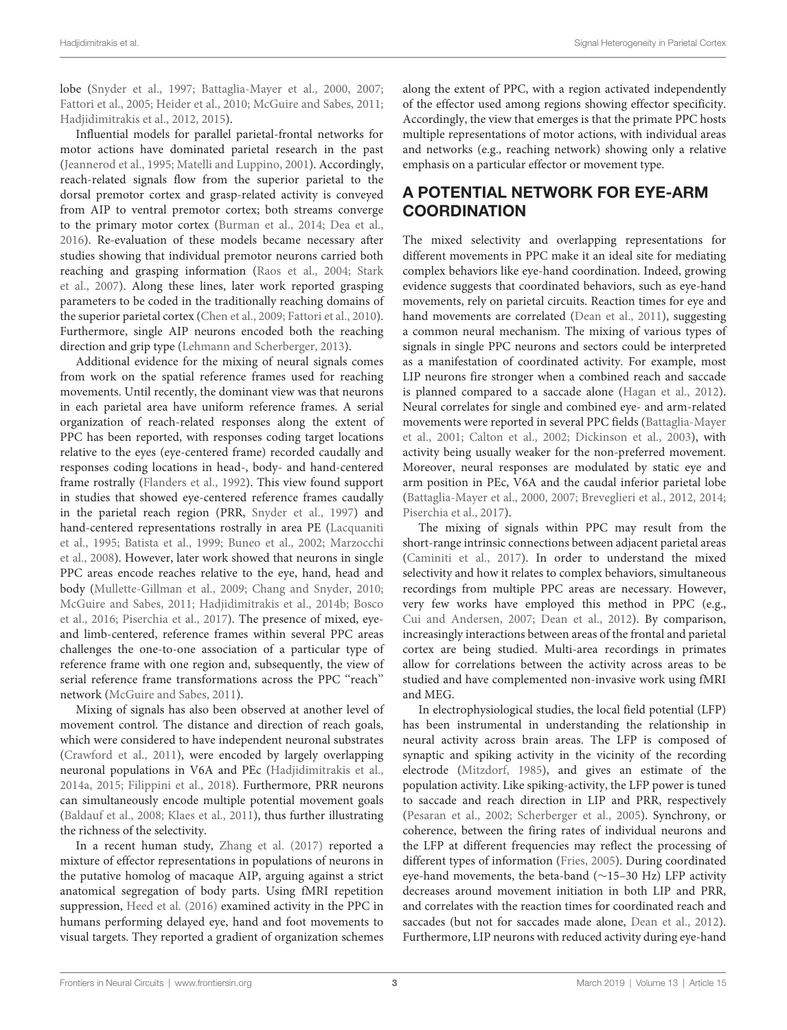lobe (Snyder et al., 1997; Battaglia-Mayer et al., 2000, 2007; Fattori et al., 2005; Heider et al., 2010; McGuire and Sabes, 2011; Hadjidimitrakis et al., 2012, 2015).

Influential models for parallel parietal-frontal networks for motor actions have dominated parietal research in the past (Jeannerod et al., 1995; Matelli and Luppino, 2001). Accordingly, reach-related signals flow from the superior parietal to the dorsal premotor cortex and grasp-related activity is conveyed from AIP to ventral premotor cortex; both streams converge to the primary motor cortex (Burman et al., 2014; Dea et al., 2016). Re-evaluation of these models became necessary after studies showing that individual premotor neurons carried both reaching and grasping information (Raos et al., 2004; Stark et al., 2007). Along these lines, later work reported grasping parameters to be coded in the traditionally reaching domains of the superior parietal cortex (Chen et al., 2009; Fattori et al., 2010). Furthermore, single AIP neurons encoded both the reaching direction and grip type (Lehmann and Scherberger, 2013).

Additional evidence for the mixing of neural signals comes from work on the spatial reference frames used for reaching movements. Until recently, the dominant view was that neurons in each parietal area have uniform reference frames. A serial organization of reach-related responses along the extent of PPC has been reported, with responses coding target locations relative to the eyes (eye-centered frame) recorded caudally and responses coding locations in head-, body- and hand-centered frame rostrally (Flanders et al., 1992). This view found support in studies that showed eye-centered reference frames caudally in the parietal reach region (PRR, Snyder et al., 1997) and hand-centered representations rostrally in area PE (Lacquaniti et al., 1995; Batista et al., 1999; Buneo et al., 2002; Marzocchi et al., 2008). However, later work showed that neurons in single PPC areas encode reaches relative to the eye, hand, head and body (Mullette-Gillman et al., 2009; Chang and Snyder, 2010; McGuire and Sabes, 2011; Hadjidimitrakis et al., 2014b; Bosco et al., 2016; Piserchia et al., 2017). The presence of mixed, eye- and limb-centered, reference frames within several PPC areas challenges the one-to-one association of a particular type of reference frame with one region and, subsequently, the view of serial reference frame transformations across the PPC "reach" network (McGuire and Sabes, 2011).

Mixing of signals has also been observed at another level of movement control. The distance and direction of reach goals, which were considered to have independent neuronal substrates (Crawford et al., 2011), were encoded by largely overlapping neuronal populations in V6A and PEc (Hadjidimitrakis et al., 2014a, 2015; Filippini et al., 2018). Furthermore, PRR neurons can simultaneously encode multiple potential movement goals (Baldauf et al., 2008; Klaes et al., 2011), thus further illustrating the richness of the selectivity.

In a recent human study, Zhang et al. (2017) reported a mixture of effector representations in populations of neurons in the putative homolog of macaque AIP, arguing against a strict anatomical segregation of body parts. Using fMRI repetition suppression, Heed et al. (2016) examined activity in the PPC in humans performing delayed eye, hand and foot movements to visual targets. They reported a gradient of organization schemes along the extent of PPC, with a region activated independently of the effector used among regions showing effector specificity. Accordingly, the view that emerges is that the primate PPC hosts multiple representations of motor actions, with individual areas and networks (e.g., reaching network) showing only a relative emphasis on a particular effector or movement type.

## A POTENTIAL NETWORK FOR EYE-ARM COORDINATION

The mixed selectivity and overlapping representations for different movements in PPC make it an ideal site for mediating complex behaviors like eye-hand coordination. Indeed, growing evidence suggests that coordinated behaviors, such as eye-hand movements, rely on parietal circuits. Reaction times for eye and hand movements are correlated (Dean et al., 2011), suggesting a common neural mechanism. The mixing of various types of signals in single PPC neurons and sectors could be interpreted as a manifestation of coordinated activity. For example, most LIP neurons fire stronger when a combined reach and saccade is planned compared to a saccade alone (Hagan et al., 2012). Neural correlates for single and combined eye- and arm-related movements were reported in several PPC fields (Battaglia-Mayer et al., 2001; Calton et al., 2002; Dickinson et al., 2003), with activity being usually weaker for the non-preferred movement. Moreover, neural responses are modulated by static eye and arm position in PEc, V6A and the caudal inferior parietal lobe (Battaglia-Mayer et al., 2000, 2007; Breveglieri et al., 2012, 2014; Piserchia et al., 2017).

The mixing of signals within PPC may result from the short-range intrinsic connections between adjacent parietal areas (Caminiti et al., 2017). In order to understand the mixed selectivity and how it relates to complex behaviors, simultaneous recordings from multiple PPC areas are necessary. However, very few works have employed this method in PPC (e.g., Cui and Andersen, 2007; Dean et al., 2012). By comparison, increasingly interactions between areas of the frontal and parietal cortex are being studied. Multi-area recordings in primates allow for correlations between the activity across areas to be studied and have complemented non-invasive work using fMRI and MEG.

In electrophysiological studies, the local field potential (LFP) has been instrumental in understanding the relationship in neural activity across brain areas. The LFP is composed of synaptic and spiking activity in the vicinity of the recording electrode (Mitzdorf, 1985), and gives an estimate of the population activity. Like spiking-activity, the LFP power is tuned to saccade and reach direction in LIP and PRR, respectively (Pesaran et al., 2002; Scherberger et al., 2005). Synchrony, or coherence, between the firing rates of individual neurons and the LFP at different frequencies may reflect the processing of different types of information (Fries, 2005). During coordinated eye-hand movements, the beta-band (∼15–30 Hz) LFP activity decreases around movement initiation in both LIP and PRR, and correlates with the reaction times for coordinated reach and saccades (but not for saccades made alone, Dean et al., 2012). Furthermore, LIP neurons with reduced activity during eye-hand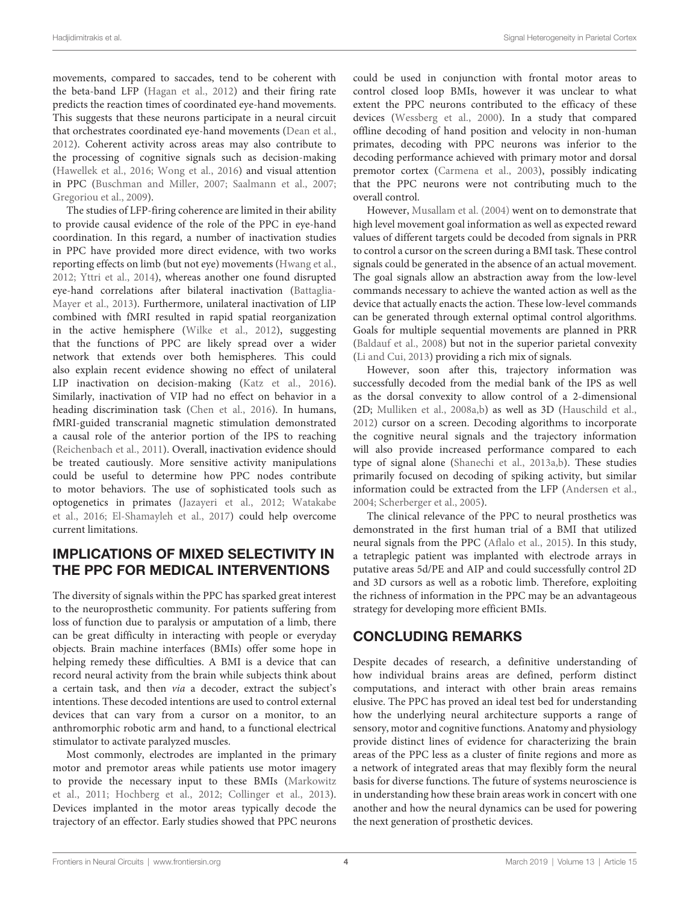movements, compared to saccades, tend to be coherent with the beta-band LFP (Hagan et al., 2012) and their firing rate predicts the reaction times of coordinated eye-hand movements. This suggests that these neurons participate in a neural circuit that orchestrates coordinated eye-hand movements (Dean et al., 2012). Coherent activity across areas may also contribute to the processing of cognitive signals such as decision-making (Hawellek et al., 2016; Wong et al., 2016) and visual attention in PPC (Buschman and Miller, 2007; Saalmann et al., 2007; Gregoriou et al., 2009).

The studies of LFP-firing coherence are limited in their ability to provide causal evidence of the role of the PPC in eye-hand coordination. In this regard, a number of inactivation studies in PPC have provided more direct evidence, with two works reporting effects on limb (but not eye) movements (Hwang et al., 2012; Yttri et al., 2014), whereas another one found disrupted eye-hand correlations after bilateral inactivation (Battaglia-Mayer et al., 2013). Furthermore, unilateral inactivation of LIP combined with fMRI resulted in rapid spatial reorganization in the active hemisphere (Wilke et al., 2012), suggesting that the functions of PPC are likely spread over a wider network that extends over both hemispheres. This could also explain recent evidence showing no effect of unilateral LIP inactivation on decision-making (Katz et al., 2016). Similarly, inactivation of VIP had no effect on behavior in a heading discrimination task (Chen et al., 2016). In humans, fMRI-guided transcranial magnetic stimulation demonstrated a causal role of the anterior portion of the IPS to reaching (Reichenbach et al., 2011). Overall, inactivation evidence should be treated cautiously. More sensitive activity manipulations could be useful to determine how PPC nodes contribute to motor behaviors. The use of sophisticated tools such as optogenetics in primates (Jazayeri et al., 2012; Watakabe et al., 2016; El-Shamayleh et al., 2017) could help overcome current limitations.

## IMPLICATIONS OF MIXED SELECTIVITY IN THE PPC FOR MEDICAL INTERVENTIONS

The diversity of signals within the PPC has sparked great interest to the neuroprosthetic community. For patients suffering from loss of function due to paralysis or amputation of a limb, there can be great difficulty in interacting with people or everyday objects. Brain machine interfaces (BMIs) offer some hope in helping remedy these difficulties. A BMI is a device that can record neural activity from the brain while subjects think about a certain task, and then *via* a decoder, extract the subject's intentions. These decoded intentions are used to control external devices that can vary from a cursor on a monitor, to an anthromorphic robotic arm and hand, to a functional electrical stimulator to activate paralyzed muscles.

Most commonly, electrodes are implanted in the primary motor and premotor areas while patients use motor imagery to provide the necessary input to these BMIs (Markowitz et al., 2011; Hochberg et al., 2012; Collinger et al., 2013). Devices implanted in the motor areas typically decode the trajectory of an effector. Early studies showed that PPC neurons could be used in conjunction with frontal motor areas to control closed loop BMIs, however it was unclear to what extent the PPC neurons contributed to the efficacy of these devices (Wessberg et al., 2000). In a study that compared offline decoding of hand position and velocity in non-human primates, decoding with PPC neurons was inferior to the decoding performance achieved with primary motor and dorsal premotor cortex (Carmena et al., 2003), possibly indicating that the PPC neurons were not contributing much to the overall control.

However, Musallam et al. (2004) went on to demonstrate that high level movement goal information as well as expected reward values of different targets could be decoded from signals in PRR to control a cursor on the screen during a BMI task. These control signals could be generated in the absence of an actual movement. The goal signals allow an abstraction away from the low-level commands necessary to achieve the wanted action as well as the device that actually enacts the action. These low-level commands can be generated through external optimal control algorithms. Goals for multiple sequential movements are planned in PRR (Baldauf et al., 2008) but not in the superior parietal convexity (Li and Cui, 2013) providing a rich mix of signals.

However, soon after this, trajectory information was successfully decoded from the medial bank of the IPS as well as the dorsal convexity to allow control of a 2-dimensional (2D; Mulliken et al., 2008a,b) as well as 3D (Hauschild et al., 2012) cursor on a screen. Decoding algorithms to incorporate the cognitive neural signals and the trajectory information will also provide increased performance compared to each type of signal alone (Shanechi et al., 2013a,b). These studies primarily focused on decoding of spiking activity, but similar information could be extracted from the LFP (Andersen et al., 2004; Scherberger et al., 2005).

The clinical relevance of the PPC to neural prosthetics was demonstrated in the first human trial of a BMI that utilized neural signals from the PPC (Aflalo et al., 2015). In this study, a tetraplegic patient was implanted with electrode arrays in putative areas 5d/PE and AIP and could successfully control 2D and 3D cursors as well as a robotic limb. Therefore, exploiting the richness of information in the PPC may be an advantageous strategy for developing more efficient BMIs.

## CONCLUDING REMARKS

Despite decades of research, a definitive understanding of how individual brains areas are defined, perform distinct computations, and interact with other brain areas remains elusive. The PPC has proved an ideal test bed for understanding how the underlying neural architecture supports a range of sensory, motor and cognitive functions. Anatomy and physiology provide distinct lines of evidence for characterizing the brain areas of the PPC less as a cluster of finite regions and more as a network of integrated areas that may flexibly form the neural basis for diverse functions. The future of systems neuroscience is in understanding how these brain areas work in concert with one another and how the neural dynamics can be used for powering the next generation of prosthetic devices.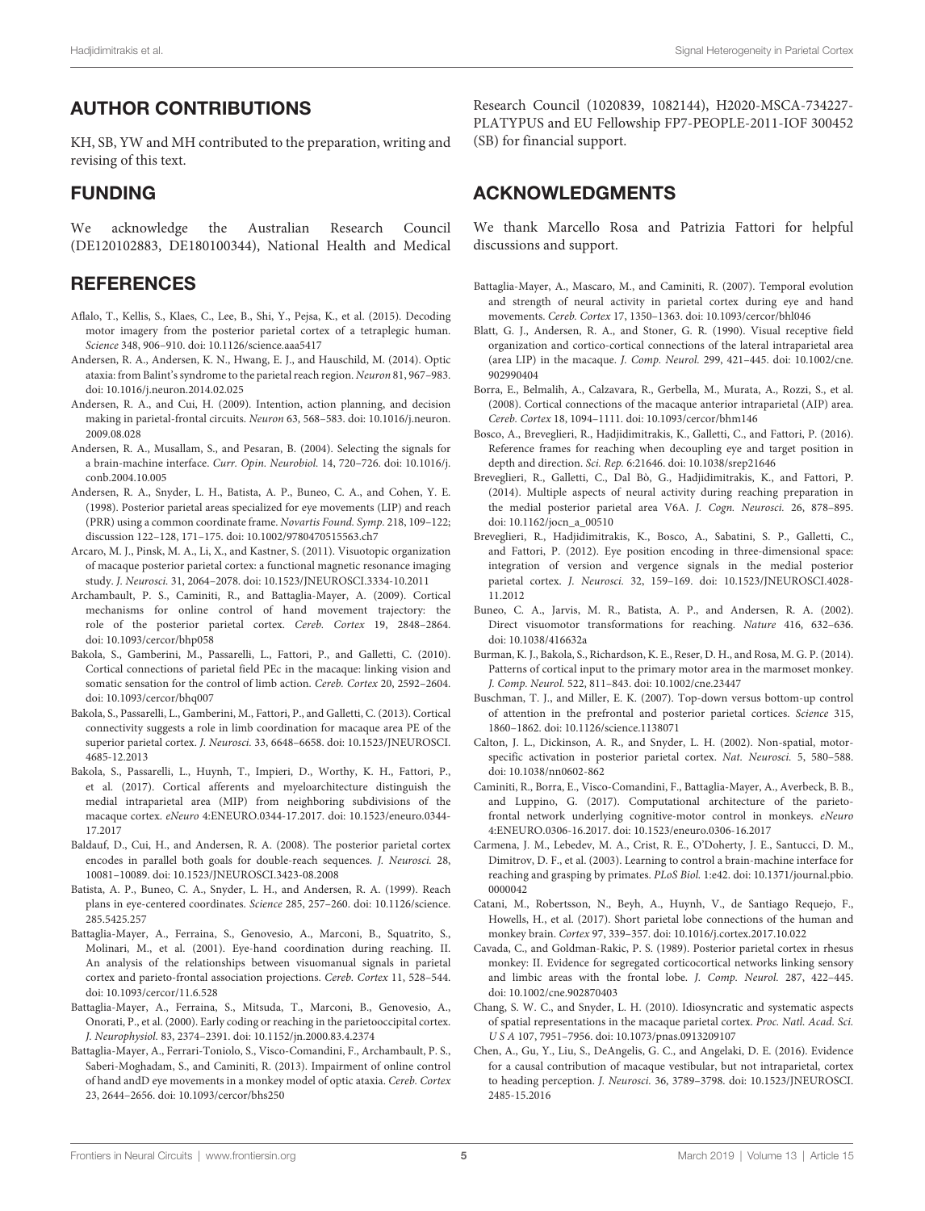## AUTHOR CONTRIBUTIONS

KH, SB, YW and MH contributed to the preparation, writing and revising of this text.

## FUNDING

We acknowledge the Australian Research Council (DE120102883, DE180100344), National Health and Medical Research Council (1020839, 1082144), H2020-MSCA-734227-PLATYPUS and EU Fellowship FP7-PEOPLE-2011-IOF 300452 (SB) for financial support.

## ACKNOWLEDGMENTS

We thank Marcello Rosa and Patrizia Fattori for helpful discussions and support.

## REFERENCES

Aflalo, T., Kellis, S., Klaes, C., Lee, B., Shi, Y., Pejsa, K., et al. (2015). Decoding motor imagery from the posterior parietal cortex of a tetraplegic human. *Science* 348, 906–910. doi: 10.1126/science.aaa5417

Andersen, R. A., Andersen, K. N., Hwang, E. J., and Hauschild, M. (2014). Optic ataxia: from Balint's syndrome to the parietal reach region. *Neuron* 81, 967–983. doi: 10.1016/j.neuron.2014.02.025

Andersen, R. A., and Cui, H. (2009). Intention, action planning, and decision making in parietal-frontal circuits. *Neuron* 63, 568–583. doi: 10.1016/j.neuron.2009.08.028

Andersen, R. A., Musallam, S., and Pesaran, B. (2004). Selecting the signals for a brain-machine interface. *Curr. Opin. Neurobiol.* 14, 720–726. doi: 10.1016/j.conb.2004.10.005

Andersen, R. A., Snyder, L. H., Batista, A. P., Buneo, C. A., and Cohen, Y. E. (1998). Posterior parietal areas specialized for eye movements (LIP) and reach (PRR) using a common coordinate frame. *Novartis Found. Symp.* 218, 109–122; discussion 122–128, 171–175. doi: 10.1002/9780470515563.ch7

Arcaro, M. J., Pinsk, M. A., Li, X., and Kastner, S. (2011). Visuotopic organization of macaque posterior parietal cortex: a functional magnetic resonance imaging study. *J. Neurosci.* 31, 2064–2078. doi: 10.1523/JNEUROSCI.3334-10.2011

Archambault, P. S., Caminiti, R., and Battaglia-Mayer, A. (2009). Cortical mechanisms for online control of hand movement trajectory: the role of the posterior parietal cortex. *Cereb. Cortex* 19, 2848–2864. doi: 10.1093/cercor/bhp058

Bakola, S., Gamberini, M., Passarelli, L., Fattori, P., and Galletti, C. (2010). Cortical connections of parietal field PEc in the macaque: linking vision and somatic sensation for the control of limb action. *Cereb. Cortex* 20, 2592–2604. doi: 10.1093/cercor/bhq007

Bakola, S., Passarelli, L., Gamberini, M., Fattori, P., and Galletti, C. (2013). Cortical connectivity suggests a role in limb coordination for macaque area PE of the superior parietal cortex. *J. Neurosci.* 33, 6648–6658. doi: 10.1523/JNEUROSCI.4685-12.2013

Bakola, S., Passarelli, L., Huynh, T., Impieri, D., Worthy, K. H., Fattori, P., et al. (2017). Cortical afferents and myeloarchitecture distinguish the medial intraparietal area (MIP) from neighboring subdivisions of the macaque cortex. *eNeuro* 4:ENEURO.0344-17.2017. doi: 10.1523/eneuro.0344-17.2017

Baldauf, D., Cui, H., and Andersen, R. A. (2008). The posterior parietal cortex encodes in parallel both goals for double-reach sequences. *J. Neurosci.* 28, 10081–10089. doi: 10.1523/JNEUROSCI.3423-08.2008

Batista, A. P., Buneo, C. A., Snyder, L. H., and Andersen, R. A. (1999). Reach plans in eye-centered coordinates. *Science* 285, 257–260. doi: 10.1126/science.285.5425.257

Battaglia-Mayer, A., Ferraina, S., Genovesio, A., Marconi, B., Squatrito, S., Molinari, M., et al. (2001). Eye-hand coordination during reaching. II. An analysis of the relationships between visuomanual signals in parietal cortex and parieto-frontal association projections. *Cereb. Cortex* 11, 528–544. doi: 10.1093/cercor/11.6.528

Battaglia-Mayer, A., Ferraina, S., Mitsuda, T., Marconi, B., Genovesio, A., Onorati, P., et al. (2000). Early coding or reaching in the parietooccipital cortex. *J. Neurophysiol.* 83, 2374–2391. doi: 10.1152/jn.2000.83.4.2374

Battaglia-Mayer, A., Ferrari-Toniolo, S., Visco-Comandini, F., Archambault, P. S., Saberi-Moghadam, S., and Caminiti, R. (2013). Impairment of online control of hand andD eye movements in a monkey model of optic ataxia. *Cereb. Cortex* 23, 2644–2656. doi: 10.1093/cercor/bhs250

Battaglia-Mayer, A., Mascaro, M., and Caminiti, R. (2007). Temporal evolution and strength of neural activity in parietal cortex during eye and hand movements. *Cereb. Cortex* 17, 1350–1363. doi: 10.1093/cercor/bhl046

Blatt, G. J., Andersen, R. A., and Stoner, G. R. (1990). Visual receptive field organization and cortico-cortical connections of the lateral intraparietal area (area LIP) in the macaque. *J. Comp. Neurol.* 299, 421–445. doi: 10.1002/cne.902990404

Borra, E., Belmalih, A., Calzavara, R., Gerbella, M., Murata, A., Rozzi, S., et al. (2008). Cortical connections of the macaque anterior intraparietal (AIP) area. *Cereb. Cortex* 18, 1094–1111. doi: 10.1093/cercor/bhm146

Bosco, A., Breveglieri, R., Hadjidimitrakis, K., Galletti, C., and Fattori, P. (2016). Reference frames for reaching when decoupling eye and target position in depth and direction. *Sci. Rep.* 6:21646. doi: 10.1038/srep21646

Breveglieri, R., Galletti, C., Dal Bò, G., Hadjidimitrakis, K., and Fattori, P. (2014). Multiple aspects of neural activity during reaching preparation in the medial posterior parietal area V6A. *J. Cogn. Neurosci.* 26, 878–895. doi: 10.1162/jocn_a_00510

Breveglieri, R., Hadjidimitrakis, K., Bosco, A., Sabatini, S. P., Galletti, C., and Fattori, P. (2012). Eye position encoding in three-dimensional space: integration of version and vergence signals in the medial posterior parietal cortex. *J. Neurosci.* 32, 159–169. doi: 10.1523/JNEUROSCI.4028-11.2012

Buneo, C. A., Jarvis, M. R., Batista, A. P., and Andersen, R. A. (2002). Direct visuomotor transformations for reaching. *Nature* 416, 632–636. doi: 10.1038/416632a

Burman, K. J., Bakola, S., Richardson, K. E., Reser, D. H., and Rosa, M. G. P. (2014). Patterns of cortical input to the primary motor area in the marmoset monkey. *J. Comp. Neurol.* 522, 811–843. doi: 10.1002/cne.23447

Buschman, T. J., and Miller, E. K. (2007). Top-down versus bottom-up control of attention in the prefrontal and posterior parietal cortices. *Science* 315, 1860–1862. doi: 10.1126/science.1138071

Calton, J. L., Dickinson, A. R., and Snyder, L. H. (2002). Non-spatial, motor-specific activation in posterior parietal cortex. *Nat. Neurosci.* 5, 580–588. doi: 10.1038/nn0602-862

Caminiti, R., Borra, E., Visco-Comandini, F., Battaglia-Mayer, A., Averbeck, B. B., and Luppino, G. (2017). Computational architecture of the parieto-frontal network underlying cognitive-motor control in monkeys. *eNeuro* 4:ENEURO.0306-16.2017. doi: 10.1523/eneuro.0306-16.2017

Carmena, J. M., Lebedev, M. A., Crist, R. E., O'Doherty, J. E., Santucci, D. M., Dimitrov, D. F., et al. (2003). Learning to control a brain-machine interface for reaching and grasping by primates. *PLoS Biol.* 1:e42. doi: 10.1371/journal.pbio.0000042

Catani, M., Robertsson, N., Beyh, A., Huynh, V., de Santiago Requejo, F., Howells, H., et al. (2017). Short parietal lobe connections of the human and monkey brain. *Cortex* 97, 339–357. doi: 10.1016/j.cortex.2017.10.022

Cavada, C., and Goldman-Rakic, P. S. (1989). Posterior parietal cortex in rhesus monkey: II. Evidence for segregated corticocortical networks linking sensory and limbic areas with the frontal lobe. *J. Comp. Neurol.* 287, 422–445. doi: 10.1002/cne.902870403

Chang, S. W. C., and Snyder, L. H. (2010). Idiosyncratic and systematic aspects of spatial representations in the macaque parietal cortex. *Proc. Natl. Acad. Sci. U S A* 107, 7951–7956. doi: 10.1073/pnas.0913209107

Chen, A., Gu, Y., Liu, S., DeAngelis, G. C., and Angelaki, D. E. (2016). Evidence for a causal contribution of macaque vestibular, but not intraparietal, cortex to heading perception. *J. Neurosci.* 36, 3789–3798. doi: 10.1523/JNEUROSCI.2485-15.2016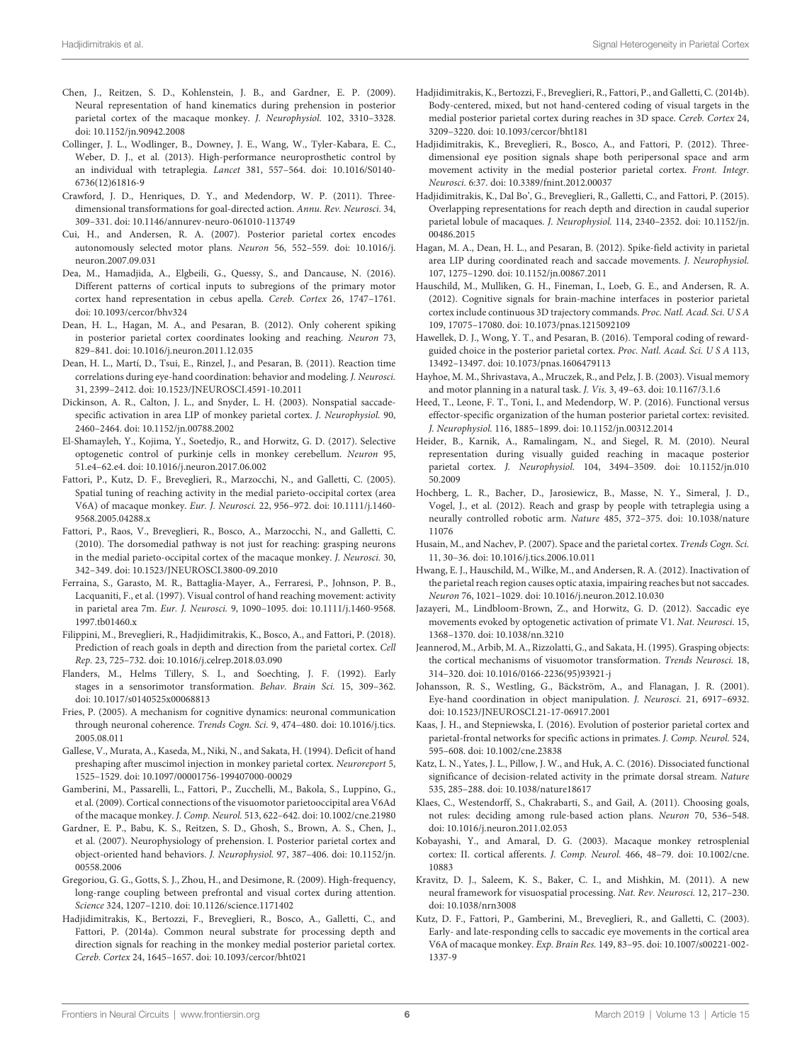Chen, J., Reitzen, S. D., Kohlenstein, J. B., and Gardner, E. P. (2009). Neural representation of hand kinematics during prehension in posterior parietal cortex of the macaque monkey. *J. Neurophysiol.* 102, 3310–3328. doi: 10.1152/jn.90942.2008

Collinger, J. L., Wodlinger, B., Downey, J. E., Wang, W., Tyler-Kabara, E. C., Weber, D. J., et al. (2013). High-performance neuroprosthetic control by an individual with tetraplegia. *Lancet* 381, 557–564. doi: 10.1016/S0140-6736(12)61816-9

Crawford, J. D., Henriques, D. Y., and Medendorp, W. P. (2011). Three-dimensional transformations for goal-directed action. *Annu. Rev. Neurosci.* 34, 309–331. doi: 10.1146/annurev-neuro-061010-113749

Cui, H., and Andersen, R. A. (2007). Posterior parietal cortex encodes autonomously selected motor plans. *Neuron* 56, 552–559. doi: 10.1016/j.neuron.2007.09.031

Dea, M., Hamadjida, A., Elgbeili, G., Quessy, S., and Dancause, N. (2016). Different patterns of cortical inputs to subregions of the primary motor cortex hand representation in cebus apella. *Cereb. Cortex* 26, 1747–1761. doi: 10.1093/cercor/bhv324

Dean, H. L., Hagan, M. A., and Pesaran, B. (2012). Only coherent spiking in posterior parietal cortex coordinates looking and reaching. *Neuron* 73, 829–841. doi: 10.1016/j.neuron.2011.12.035

Dean, H. L., Martí, D., Tsui, E., Rinzel, J., and Pesaran, B. (2011). Reaction time correlations during eye-hand coordination: behavior and modeling. *J. Neurosci.* 31, 2399–2412. doi: 10.1523/JNEUROSCI.4591-10.2011

Dickinson, A. R., Calton, J. L., and Snyder, L. H. (2003). Nonspatial saccade-specific activation in area LIP of monkey parietal cortex. *J. Neurophysiol.* 90, 2460–2464. doi: 10.1152/jn.00788.2002

El-Shamayleh, Y., Kojima, Y., Soetedjo, R., and Horwitz, G. D. (2017). Selective optogenetic control of purkinje cells in monkey cerebellum. *Neuron* 95, 51.e4–62.e4. doi: 10.1016/j.neuron.2017.06.002

Fattori, P., Kutz, D. F., Breveglieri, R., Marzocchi, N., and Galletti, C. (2005). Spatial tuning of reaching activity in the medial parieto-occipital cortex (area V6A) of macaque monkey. *Eur. J. Neurosci.* 22, 956–972. doi: 10.1111/j.1460-9568.2005.04288.x

Fattori, P., Raos, V., Breveglieri, R., Bosco, A., Marzocchi, N., and Galletti, C. (2010). The dorsomedial pathway is not just for reaching: grasping neurons in the medial parieto-occipital cortex of the macaque monkey. *J. Neurosci.* 30, 342–349. doi: 10.1523/JNEUROSCI.3800-09.2010

Ferraina, S., Garasto, M. R., Battaglia-Mayer, A., Ferraresi, P., Johnson, P. B., Lacquaniti, F., et al. (1997). Visual control of hand reaching movement: activity in parietal area 7m. *Eur. J. Neurosci.* 9, 1090–1095. doi: 10.1111/j.1460-9568.1997.tb01460.x

Filippini, M., Breveglieri, R., Hadjidimitrakis, K., Bosco, A., and Fattori, P. (2018). Prediction of reach goals in depth and direction from the parietal cortex. *Cell Rep.* 23, 725–732. doi: 10.1016/j.celrep.2018.03.090

Flanders, M., Helms Tillery, S. I., and Soechting, J. F. (1992). Early stages in a sensorimotor transformation. *Behav. Brain Sci.* 15, 309–362. doi: 10.1017/s0140525x00068813

Fries, P. (2005). A mechanism for cognitive dynamics: neuronal communication through neuronal coherence. *Trends Cogn. Sci.* 9, 474–480. doi: 10.1016/j.tics.2005.08.011

Gallese, V., Murata, A., Kaseda, M., Niki, N., and Sakata, H. (1994). Deficit of hand preshaping after muscimol injection in monkey parietal cortex. *Neuroreport* 5, 1525–1529. doi: 10.1097/00001756-199407000-00029

Gamberini, M., Passarelli, L., Fattori, P., Zucchelli, M., Bakola, S., Luppino, G., et al. (2009). Cortical connections of the visuomotor parietooccipital area V6Ad of the macaque monkey. *J. Comp. Neurol.* 513, 622–642. doi: 10.1002/cne.21980

Gardner, E. P., Babu, K. S., Reitzen, S. D., Ghosh, S., Brown, A. S., Chen, J., et al. (2007). Neurophysiology of prehension. I. Posterior parietal cortex and object-oriented hand behaviors. *J. Neurophysiol.* 97, 387–406. doi: 10.1152/jn.00558.2006

Gregoriou, G. G., Gotts, S. J., Zhou, H., and Desimone, R. (2009). High-frequency, long-range coupling between prefrontal and visual cortex during attention. *Science* 324, 1207–1210. doi: 10.1126/science.1171402

Hadjidimitrakis, K., Bertozzi, F., Breveglieri, R., Bosco, A., Galletti, C., and Fattori, P. (2014a). Common neural substrate for processing depth and direction signals for reaching in the monkey medial posterior parietal cortex. *Cereb. Cortex* 24, 1645–1657. doi: 10.1093/cercor/bht021

Hadjidimitrakis, K., Bertozzi, F., Breveglieri, R., Fattori, P., and Galletti, C. (2014b). Body-centered, mixed, but not hand-centered coding of visual targets in the medial posterior parietal cortex during reaches in 3D space. *Cereb. Cortex* 24, 3209–3220. doi: 10.1093/cercor/bht181

Hadjidimitrakis, K., Breveglieri, R., Bosco, A., and Fattori, P. (2012). Three-dimensional eye position signals shape both peripersonal space and arm movement activity in the medial posterior parietal cortex. *Front. Integr. Neurosci.* 6:37. doi: 10.3389/fnint.2012.00037

Hadjidimitrakis, K., Dal Bo', G., Breveglieri, R., Galletti, C., and Fattori, P. (2015). Overlapping representations for reach depth and direction in caudal superior parietal lobule of macaques. *J. Neurophysiol.* 114, 2340–2352. doi: 10.1152/jn.00486.2015

Hagan, M. A., Dean, H. L., and Pesaran, B. (2012). Spike-field activity in parietal area LIP during coordinated reach and saccade movements. *J. Neurophysiol.* 107, 1275–1290. doi: 10.1152/jn.00867.2011

Hauschild, M., Mulliken, G. H., Fineman, I., Loeb, G. E., and Andersen, R. A. (2012). Cognitive signals for brain-machine interfaces in posterior parietal cortex include continuous 3D trajectory commands. *Proc. Natl. Acad. Sci. U S A* 109, 17075–17080. doi: 10.1073/pnas.1215092109

Hawellek, D. J., Wong, Y. T., and Pesaran, B. (2016). Temporal coding of reward-guided choice in the posterior parietal cortex. *Proc. Natl. Acad. Sci. U S A* 113, 13492–13497. doi: 10.1073/pnas.1606479113

Hayhoe, M. M., Shrivastava, A., Mruczek, R., and Pelz, J. B. (2003). Visual memory and motor planning in a natural task. *J. Vis.* 3, 49–63. doi: 10.1167/3.1.6

Heed, T., Leone, F. T., Toni, I., and Medendorp, W. P. (2016). Functional versus effector-specific organization of the human posterior parietal cortex: revisited. *J. Neurophysiol.* 116, 1885–1899. doi: 10.1152/jn.00312.2014

Heider, B., Karnik, A., Ramalingam, N., and Siegel, R. M. (2010). Neural representation during visually guided reaching in macaque posterior parietal cortex. *J. Neurophysiol.* 104, 3494–3509. doi: 10.1152/jn.01050.2009

Hochberg, L. R., Bacher, D., Jarosiewicz, B., Masse, N. Y., Simeral, J. D., Vogel, J., et al. (2012). Reach and grasp by people with tetraplegia using a neurally controlled robotic arm. *Nature* 485, 372–375. doi: 10.1038/nature11076

Husain, M., and Nachev, P. (2007). Space and the parietal cortex. *Trends Cogn. Sci.* 11, 30–36. doi: 10.1016/j.tics.2006.10.011

Hwang, E. J., Hauschild, M., Wilke, M., and Andersen, R. A. (2012). Inactivation of the parietal reach region causes optic ataxia, impairing reaches but not saccades. *Neuron* 76, 1021–1029. doi: 10.1016/j.neuron.2012.10.030

Jazayeri, M., Lindbloom-Brown, Z., and Horwitz, G. D. (2012). Saccadic eye movements evoked by optogenetic activation of primate V1. *Nat. Neurosci.* 15, 1368–1370. doi: 10.1038/nn.3210

Jeannerod, M., Arbib, M. A., Rizzolatti, G., and Sakata, H. (1995). Grasping objects: the cortical mechanisms of visuomotor transformation. *Trends Neurosci.* 18, 314–320. doi: 10.1016/0166-2236(95)93921-j

Johansson, R. S., Westling, G., Bäckström, A., and Flanagan, J. R. (2001). Eye-hand coordination in object manipulation. *J. Neurosci.* 21, 6917–6932. doi: 10.1523/JNEUROSCI.21-17-06917.2001

Kaas, J. H., and Stepniewska, I. (2016). Evolution of posterior parietal cortex and parietal-frontal networks for specific actions in primates. *J. Comp. Neurol.* 524, 595–608. doi: 10.1002/cne.23838

Katz, L. N., Yates, J. L., Pillow, J. W., and Huk, A. C. (2016). Dissociated functional significance of decision-related activity in the primate dorsal stream. *Nature* 535, 285–288. doi: 10.1038/nature18617

Klaes, C., Westendorff, S., Chakrabarti, S., and Gail, A. (2011). Choosing goals, not rules: deciding among rule-based action plans. *Neuron* 70, 536–548. doi: 10.1016/j.neuron.2011.02.053

Kobayashi, Y., and Amaral, D. G. (2003). Macaque monkey retrosplenial cortex: II. cortical afferents. *J. Comp. Neurol.* 466, 48–79. doi: 10.1002/cne.10883

Kravitz, D. J., Saleem, K. S., Baker, C. I., and Mishkin, M. (2011). A new neural framework for visuospatial processing. *Nat. Rev. Neurosci.* 12, 217–230. doi: 10.1038/nrn3008

Kutz, D. F., Fattori, P., Gamberini, M., Breveglieri, R., and Galletti, C. (2003). Early- and late-responding cells to saccadic eye movements in the cortical area V6A of macaque monkey. *Exp. Brain Res.* 149, 83–95. doi: 10.1007/s00221-002-1337-9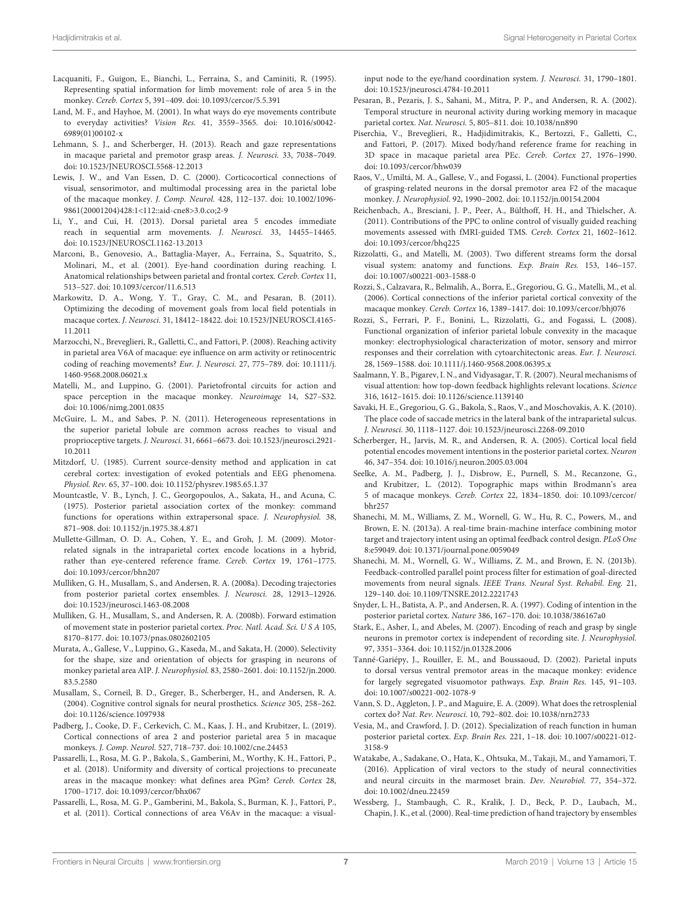Lacquaniti, F., Guigon, E., Bianchi, L., Ferraina, S., and Caminiti, R. (1995). Representing spatial information for limb movement: role of area 5 in the monkey. *Cereb. Cortex* 5, 391–409. doi: 10.1093/cercor/5.5.391

Land, M. F., and Hayhoe, M. (2001). In what ways do eye movements contribute to everyday activities? *Vision Res.* 41, 3559–3565. doi: 10.1016/s0042-6989(01)00102-x

Lehmann, S. J., and Scherberger, H. (2013). Reach and gaze representations in macaque parietal and premotor grasp areas. *J. Neurosci.* 33, 7038–7049. doi: 10.1523/JNEUROSCI.5568-12.2013

Lewis, J. W., and Van Essen, D. C. (2000). Corticocortical connections of visual, sensorimotor, and multimodal processing area in the parietal lobe of the macaque monkey. *J. Comp. Neurol.* 428, 112–137. doi: 10.1002/1096-9861(20001204)428:1<112::aid-cne8>3.0.co;2-9

Li, Y., and Cui, H. (2013). Dorsal parietal area 5 encodes immediate reach in sequential arm movements. *J. Neurosci.* 33, 14455–14465. doi: 10.1523/JNEUROSCI.1162-13.2013

Marconi, B., Genovesio, A., Battaglia-Mayer, A., Ferraina, S., Squatrito, S., Molinari, M., et al. (2001). Eye-hand coordination during reaching. I. Anatomical relationships between parietal and frontal cortex. *Cereb. Cortex* 11, 513–527. doi: 10.1093/cercor/11.6.513

Markowitz, D. A., Wong, Y. T., Gray, C. M., and Pesaran, B. (2011). Optimizing the decoding of movement goals from local field potentials in macaque cortex. *J. Neurosci.* 31, 18412–18422. doi: 10.1523/JNEUROSCI.4165-11.2011

Marzocchi, N., Breveglieri, R., Galletti, C., and Fattori, P. (2008). Reaching activity in parietal area V6A of macaque: eye influence on arm activity or retinocentric coding of reaching movements? *Eur. J. Neurosci.* 27, 775–789. doi: 10.1111/j.1460-9568.2008.06021.x

Matelli, M., and Luppino, G. (2001). Parietofrontal circuits for action and space perception in the macaque monkey. *Neuroimage* 14, S27–S32. doi: 10.1006/nimg.2001.0835

McGuire, L. M., and Sabes, P. N. (2011). Heterogeneous representations in the superior parietal lobule are common across reaches to visual and proprioceptive targets. *J. Neurosci.* 31, 6661–6673. doi: 10.1523/jneurosci.2921-10.2011

Mitzdorf, U. (1985). Current source-density method and application in cat cerebral cortex: investigation of evoked potentials and EEG phenomena. *Physiol. Rev.* 65, 37–100. doi: 10.1152/physrev.1985.65.1.37

Mountcastle, V. B., Lynch, J. C., Georgopoulos, A., Sakata, H., and Acuna, C. (1975). Posterior parietal association cortex of the monkey: command functions for operations within extrapersonal space. *J. Neurophysiol.* 38, 871–908. doi: 10.1152/jn.1975.38.4.871

Mullette-Gillman, O. D. A., Cohen, Y. E., and Groh, J. M. (2009). Motor-related signals in the intraparietal cortex encode locations in a hybrid, rather than eye-centered reference frame. *Cereb. Cortex* 19, 1761–1775. doi: 10.1093/cercor/bhn207

Mulliken, G. H., Musallam, S., and Andersen, R. A. (2008a). Decoding trajectories from posterior parietal cortex ensembles. *J. Neurosci.* 28, 12913–12926. doi: 10.1523/jneurosci.1463-08.2008

Mulliken, G. H., Musallam, S., and Andersen, R. A. (2008b). Forward estimation of movement state in posterior parietal cortex. *Proc. Natl. Acad. Sci. U S A* 105, 8170–8177. doi: 10.1073/pnas.0802602105

Murata, A., Gallese, V., Luppino, G., Kaseda, M., and Sakata, H. (2000). Selectivity for the shape, size and orientation of objects for grasping in neurons of monkey parietal area AIP. *J. Neurophysiol.* 83, 2580–2601. doi: 10.1152/jn.2000.83.5.2580

Musallam, S., Corneil, B. D., Greger, B., Scherberger, H., and Andersen, R. A. (2004). Cognitive control signals for neural prosthetics. *Science* 305, 258–262. doi: 10.1126/science.1097938

Padberg, J., Cooke, D. F., Cerkevich, C. M., Kaas, J. H., and Krubitzer, L. (2019). Cortical connections of area 2 and posterior parietal area 5 in macaque monkeys. *J. Comp. Neurol.* 527, 718–737. doi: 10.1002/cne.24453

Passarelli, L., Rosa, M. G. P., Bakola, S., Gamberini, M., Worthy, K. H., Fattori, P., et al. (2018). Uniformity and diversity of cortical projections to precuneate areas in the macaque monkey: what defines area PGm? *Cereb. Cortex* 28, 1700–1717. doi: 10.1093/cercor/bhx067

Passarelli, L., Rosa, M. G. P., Gamberini, M., Bakola, S., Burman, K. J., Fattori, P., et al. (2011). Cortical connections of area V6Av in the macaque: a visual-input node to the eye/hand coordination system. *J. Neurosci.* 31, 1790–1801. doi: 10.1523/jneurosci.4784-10.2011

Pesaran, B., Pezaris, J. S., Sahani, M., Mitra, P. P., and Andersen, R. A. (2002). Temporal structure in neuronal activity during working memory in macaque parietal cortex. *Nat. Neurosci.* 5, 805–811. doi: 10.1038/nn890

Piserchia, V., Breveglieri, R., Hadjidimitrakis, K., Bertozzi, F., Galletti, C., and Fattori, P. (2017). Mixed body/hand reference frame for reaching in 3D space in macaque parietal area PEc. *Cereb. Cortex* 27, 1976–1990. doi: 10.1093/cercor/bhw039

Raos, V., Umiltá, M. A., Gallese, V., and Fogassi, L. (2004). Functional properties of grasping-related neurons in the dorsal premotor area F2 of the macaque monkey. *J. Neurophysiol.* 92, 1990–2002. doi: 10.1152/jn.00154.2004

Reichenbach, A., Bresciani, J. P., Peer, A., Bülthoff, H. H., and Thielscher, A. (2011). Contributions of the PPC to online control of visually guided reaching movements assessed with fMRI-guided TMS. *Cereb. Cortex* 21, 1602–1612. doi: 10.1093/cercor/bhq225

Rizzolatti, G., and Matelli, M. (2003). Two different streams form the dorsal visual system: anatomy and functions. *Exp. Brain Res.* 153, 146–157. doi: 10.1007/s00221-003-1588-0

Rozzi, S., Calzavara, R., Belmalih, A., Borra, E., Gregoriou, G. G., Matelli, M., et al. (2006). Cortical connections of the inferior parietal cortical convexity of the macaque monkey. *Cereb. Cortex* 16, 1389–1417. doi: 10.1093/cercor/bhj076

Rozzi, S., Ferrari, P. F., Bonini, L., Rizzolatti, G., and Fogassi, L. (2008). Functional organization of inferior parietal lobule convexity in the macaque monkey: electrophysiological characterization of motor, sensory and mirror responses and their correlation with cytoarchitectonic areas. *Eur. J. Neurosci.* 28, 1569–1588. doi: 10.1111/j.1460-9568.2008.06395.x

Saalmann, Y. B., Pigarev, I. N., and Vidyasagar, T. R. (2007). Neural mechanisms of visual attention: how top-down feedback highlights relevant locations. *Science* 316, 1612–1615. doi: 10.1126/science.1139140

Savaki, H. E., Gregoriou, G. G., Bakola, S., Raos, V., and Moschovakis, A. K. (2010). The place code of saccade metrics in the lateral bank of the intraparietal sulcus. *J. Neurosci.* 30, 1118–1127. doi: 10.1523/jneurosci.2268-09.2010

Scherberger, H., Jarvis, M. R., and Andersen, R. A. (2005). Cortical local field potential encodes movement intentions in the posterior parietal cortex. *Neuron* 46, 347–354. doi: 10.1016/j.neuron.2005.03.004

Seelke, A. M., Padberg, J. J., Disbrow, E., Purnell, S. M., Recanzone, G., and Krubitzer, L. (2012). Topographic maps within Brodmann's area 5 of macaque monkeys. *Cereb. Cortex* 22, 1834–1850. doi: 10.1093/cercor/bhr257

Shanechi, M. M., Williams, Z. M., Wornell, G. W., Hu, R. C., Powers, M., and Brown, E. N. (2013a). A real-time brain-machine interface combining motor target and trajectory intent using an optimal feedback control design. *PLoS One* 8:e59049. doi: 10.1371/journal.pone.0059049

Shanechi, M. M., Wornell, G. W., Williams, Z. M., and Brown, E. N. (2013b). Feedback-controlled parallel point process filter for estimation of goal-directed movements from neural signals. *IEEE Trans. Neural Syst. Rehabil. Eng.* 21, 129–140. doi: 10.1109/TNSRE.2012.2221743

Snyder, L. H., Batista, A. P., and Andersen, R. A. (1997). Coding of intention in the posterior parietal cortex. *Nature* 386, 167–170. doi: 10.1038/386167a0

Stark, E., Asher, I., and Abeles, M. (2007). Encoding of reach and grasp by single neurons in premotor cortex is independent of recording site. *J. Neurophysiol.* 97, 3351–3364. doi: 10.1152/jn.01328.2006

Tanné-Gariépy, J., Rouiller, E. M., and Boussaoud, D. (2002). Parietal inputs to dorsal versus ventral premotor areas in the macaque monkey: evidence for largely segregated visuomotor pathways. *Exp. Brain Res.* 145, 91–103. doi: 10.1007/s00221-002-1078-9

Vann, S. D., Aggleton, J. P., and Maguire, E. A. (2009). What does the retrosplenial cortex do? *Nat. Rev. Neurosci.* 10, 792–802. doi: 10.1038/nrn2733

Vesia, M., and Crawford, J. D. (2012). Specialization of reach function in human posterior parietal cortex. *Exp. Brain Res.* 221, 1–18. doi: 10.1007/s00221-012-3158-9

Watakabe, A., Sadakane, O., Hata, K., Ohtsuka, M., Takaji, M., and Yamamori, T. (2016). Application of viral vectors to the study of neural connectivities and neural circuits in the marmoset brain. *Dev. Neurobiol.* 77, 354–372. doi: 10.1002/dneu.22459

Wessberg, J., Stambaugh, C. R., Kralik, J. D., Beck, P. D., Laubach, M., Chapin, J. K., et al. (2000). Real-time prediction of hand trajectory by ensembles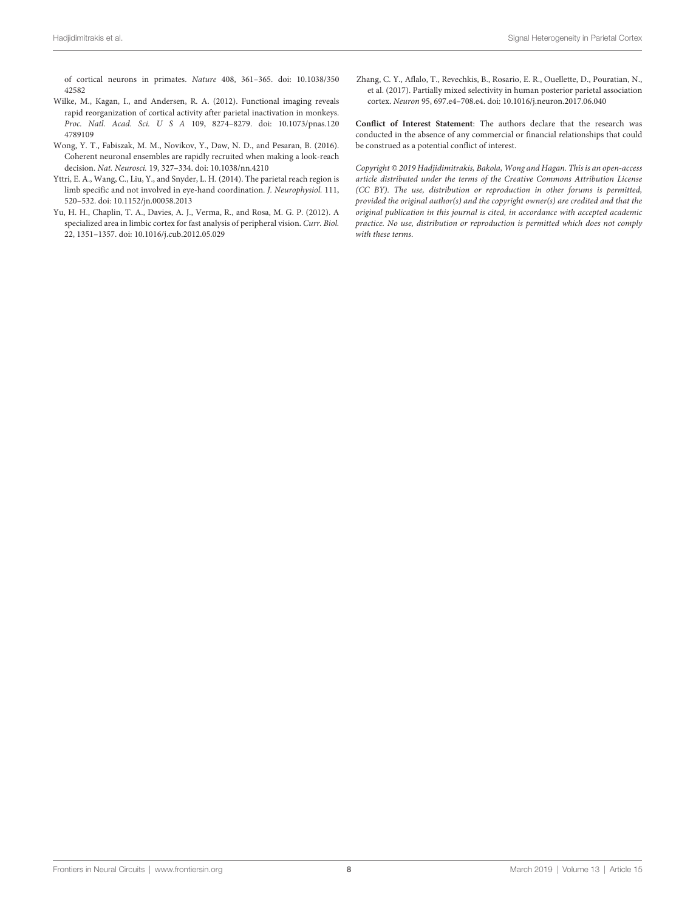of cortical neurons in primates. *Nature* 408, 361–365. doi: 10.1038/35042582

Wilke, M., Kagan, I., and Andersen, R. A. (2012). Functional imaging reveals rapid reorganization of cortical activity after parietal inactivation in monkeys. *Proc. Natl. Acad. Sci. U S A* 109, 8274–8279. doi: 10.1073/pnas.1204789109

Wong, Y. T., Fabiszak, M. M., Novikov, Y., Daw, N. D., and Pesaran, B. (2016). Coherent neuronal ensembles are rapidly recruited when making a look-reach decision. *Nat. Neurosci.* 19, 327–334. doi: 10.1038/nn.4210

Yttri, E. A., Wang, C., Liu, Y., and Snyder, L. H. (2014). The parietal reach region is limb specific and not involved in eye-hand coordination. *J. Neurophysiol.* 111, 520–532. doi: 10.1152/jn.00058.2013

Yu, H. H., Chaplin, T. A., Davies, A. J., Verma, R., and Rosa, M. G. P. (2012). A specialized area in limbic cortex for fast analysis of peripheral vision. *Curr. Biol.* 22, 1351–1357. doi: 10.1016/j.cub.2012.05.029

Zhang, C. Y., Aflalo, T., Revechkis, B., Rosario, E. R., Ouellette, D., Pouratian, N., et al. (2017). Partially mixed selectivity in human posterior parietal association cortex. *Neuron* 95, 697.e4–708.e4. doi: 10.1016/j.neuron.2017.06.040

**Conflict of Interest Statement**: The authors declare that the research was conducted in the absence of any commercial or financial relationships that could be construed as a potential conflict of interest.

*Copyright © 2019 Hadjidimitrakis, Bakola, Wong and Hagan. This is an open-access article distributed under the terms of the Creative Commons Attribution License (CC BY). The use, distribution or reproduction in other forums is permitted, provided the original author(s) and the copyright owner(s) are credited and that the original publication in this journal is cited, in accordance with accepted academic practice. No use, distribution or reproduction is permitted which does not comply with these terms.*